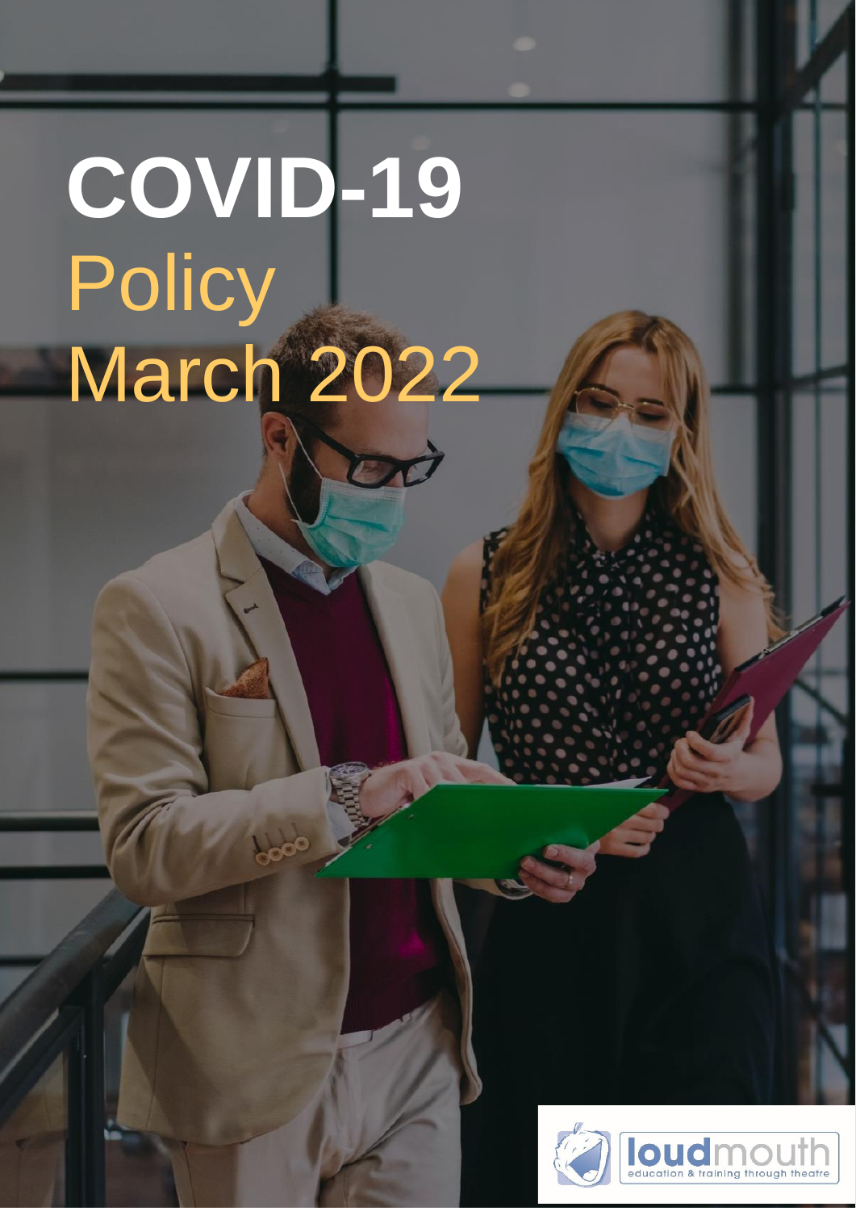# COVID-19
## Policy
## March 2022

loudmouth
education & training through theatre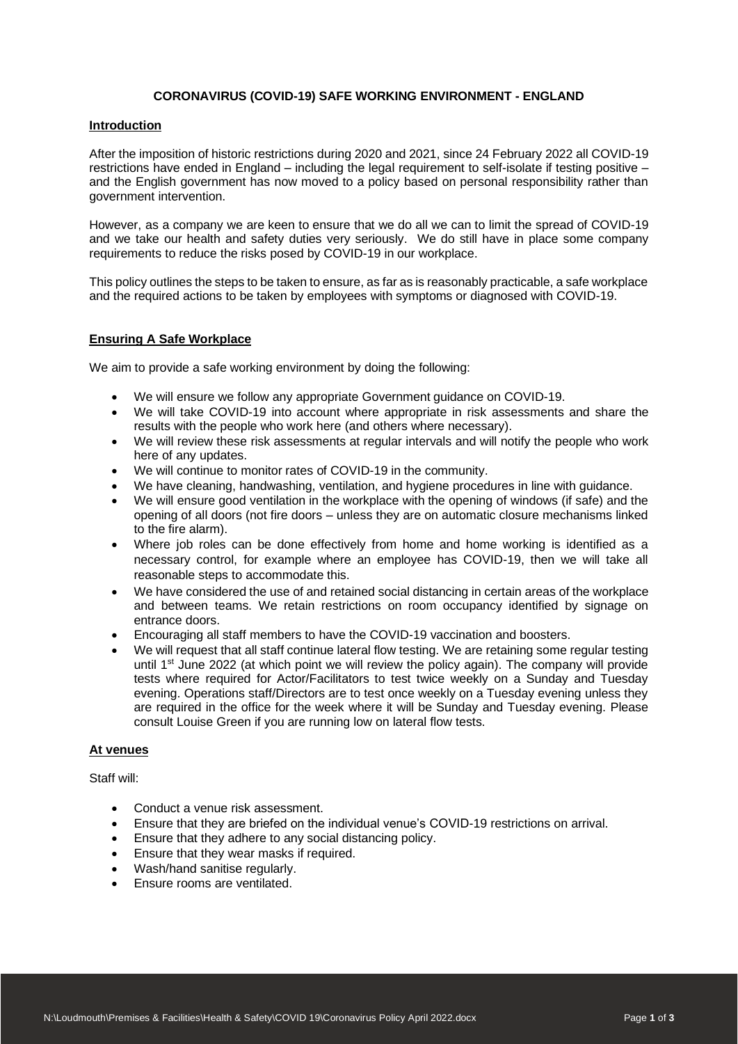**CORONAVIRUS (COVID-19) SAFE WORKING ENVIRONMENT - ENGLAND**

## Introduction

After the imposition of historic restrictions during 2020 and 2021, since 24 February 2022 all COVID-19 restrictions have ended in England – including the legal requirement to self-isolate if testing positive – and the English government has now moved to a policy based on personal responsibility rather than government intervention.

However, as a company we are keen to ensure that we do all we can to limit the spread of COVID-19 and we take our health and safety duties very seriously. We do still have in place some company requirements to reduce the risks posed by COVID-19 in our workplace.

This policy outlines the steps to be taken to ensure, as far as is reasonably practicable, a safe workplace and the required actions to be taken by employees with symptoms or diagnosed with COVID-19.

## Ensuring A Safe Workplace

We aim to provide a safe working environment by doing the following:

- We will ensure we follow any appropriate Government guidance on COVID-19.
- We will take COVID-19 into account where appropriate in risk assessments and share the results with the people who work here (and others where necessary).
- We will review these risk assessments at regular intervals and will notify the people who work here of any updates.
- We will continue to monitor rates of COVID-19 in the community.
- We have cleaning, handwashing, ventilation, and hygiene procedures in line with guidance.
- We will ensure good ventilation in the workplace with the opening of windows (if safe) and the opening of all doors (not fire doors – unless they are on automatic closure mechanisms linked to the fire alarm).
- Where job roles can be done effectively from home and home working is identified as a necessary control, for example where an employee has COVID-19, then we will take all reasonable steps to accommodate this.
- We have considered the use of and retained social distancing in certain areas of the workplace and between teams. We retain restrictions on room occupancy identified by signage on entrance doors.
- Encouraging all staff members to have the COVID-19 vaccination and boosters.
- We will request that all staff continue lateral flow testing. We are retaining some regular testing until 1st June 2022 (at which point we will review the policy again). The company will provide tests where required for Actor/Facilitators to test twice weekly on a Sunday and Tuesday evening. Operations staff/Directors are to test once weekly on a Tuesday evening unless they are required in the office for the week where it will be Sunday and Tuesday evening. Please consult Louise Green if you are running low on lateral flow tests.

## At venues

Staff will:

- Conduct a venue risk assessment.
- Ensure that they are briefed on the individual venue's COVID-19 restrictions on arrival.
- Ensure that they adhere to any social distancing policy.
- Ensure that they wear masks if required.
- Wash/hand sanitise regularly.
- Ensure rooms are ventilated.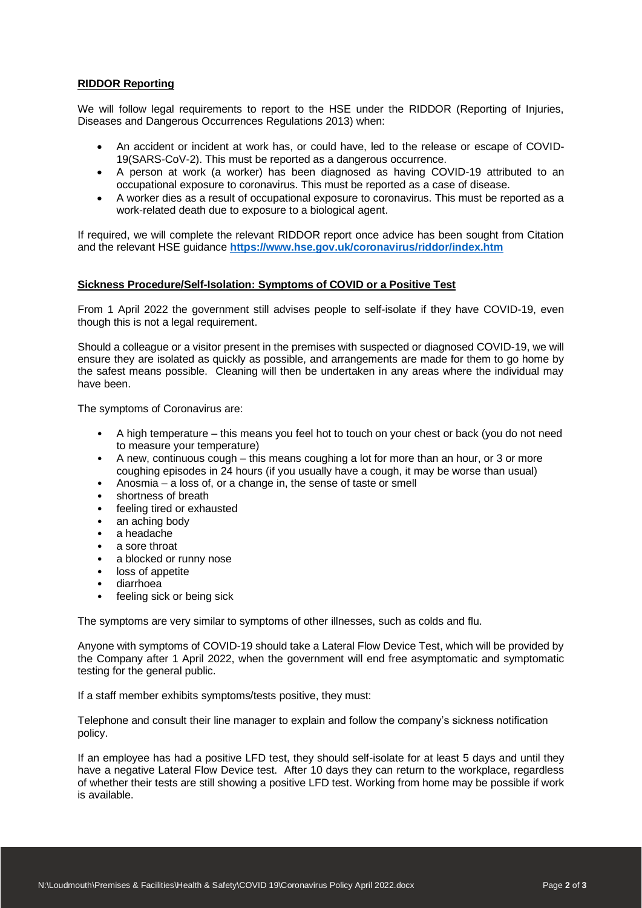## RIDDOR Reporting

We will follow legal requirements to report to the HSE under the RIDDOR (Reporting of Injuries, Diseases and Dangerous Occurrences Regulations 2013) when:

- An accident or incident at work has, or could have, led to the release or escape of COVID-19(SARS-CoV-2). This must be reported as a dangerous occurrence.
- A person at work (a worker) has been diagnosed as having COVID-19 attributed to an occupational exposure to coronavirus. This must be reported as a case of disease.
- A worker dies as a result of occupational exposure to coronavirus. This must be reported as a work-related death due to exposure to a biological agent.

If required, we will complete the relevant RIDDOR report once advice has been sought from Citation and the relevant HSE guidance **https://www.hse.gov.uk/coronavirus/riddor/index.htm**

## Sickness Procedure/Self-Isolation: Symptoms of COVID or a Positive Test

From 1 April 2022 the government still advises people to self-isolate if they have COVID-19, even though this is not a legal requirement.

Should a colleague or a visitor present in the premises with suspected or diagnosed COVID-19, we will ensure they are isolated as quickly as possible, and arrangements are made for them to go home by the safest means possible. Cleaning will then be undertaken in any areas where the individual may have been.

The symptoms of Coronavirus are:

- A high temperature – this means you feel hot to touch on your chest or back (you do not need to measure your temperature)
- A new, continuous cough – this means coughing a lot for more than an hour, or 3 or more coughing episodes in 24 hours (if you usually have a cough, it may be worse than usual)
- Anosmia – a loss of, or a change in, the sense of taste or smell
- shortness of breath
- feeling tired or exhausted
- an aching body
- a headache
- a sore throat
- a blocked or runny nose
- loss of appetite
- diarrhoea
- feeling sick or being sick

The symptoms are very similar to symptoms of other illnesses, such as colds and flu.

Anyone with symptoms of COVID-19 should take a Lateral Flow Device Test, which will be provided by the Company after 1 April 2022, when the government will end free asymptomatic and symptomatic testing for the general public.

If a staff member exhibits symptoms/tests positive, they must:

Telephone and consult their line manager to explain and follow the company's sickness notification policy.

If an employee has had a positive LFD test, they should self-isolate for at least 5 days and until they have a negative Lateral Flow Device test. After 10 days they can return to the workplace, regardless of whether their tests are still showing a positive LFD test. Working from home may be possible if work is available.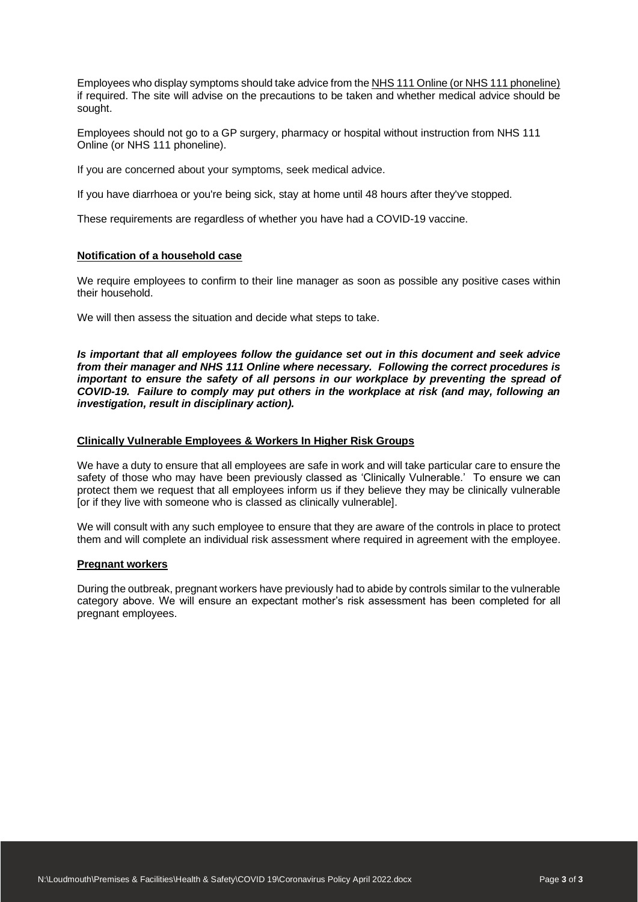Employees who display symptoms should take advice from the NHS 111 Online (or NHS 111 phoneline) if required. The site will advise on the precautions to be taken and whether medical advice should be sought.

Employees should not go to a GP surgery, pharmacy or hospital without instruction from NHS 111 Online (or NHS 111 phoneline).

If you are concerned about your symptoms, seek medical advice.

If you have diarrhoea or you're being sick, stay at home until 48 hours after they've stopped.

These requirements are regardless of whether you have had a COVID-19 vaccine.

## Notification of a household case

We require employees to confirm to their line manager as soon as possible any positive cases within their household.

We will then assess the situation and decide what steps to take.

***Is important that all employees follow the guidance set out in this document and seek advice from their manager and NHS 111 Online where necessary. Following the correct procedures is important to ensure the safety of all persons in our workplace by preventing the spread of COVID-19. Failure to comply may put others in the workplace at risk (and may, following an investigation, result in disciplinary action).***

## Clinically Vulnerable Employees & Workers In Higher Risk Groups

We have a duty to ensure that all employees are safe in work and will take particular care to ensure the safety of those who may have been previously classed as 'Clinically Vulnerable.' To ensure we can protect them we request that all employees inform us if they believe they may be clinically vulnerable [or if they live with someone who is classed as clinically vulnerable].

We will consult with any such employee to ensure that they are aware of the controls in place to protect them and will complete an individual risk assessment where required in agreement with the employee.

## Pregnant workers

During the outbreak, pregnant workers have previously had to abide by controls similar to the vulnerable category above. We will ensure an expectant mother's risk assessment has been completed for all pregnant employees.